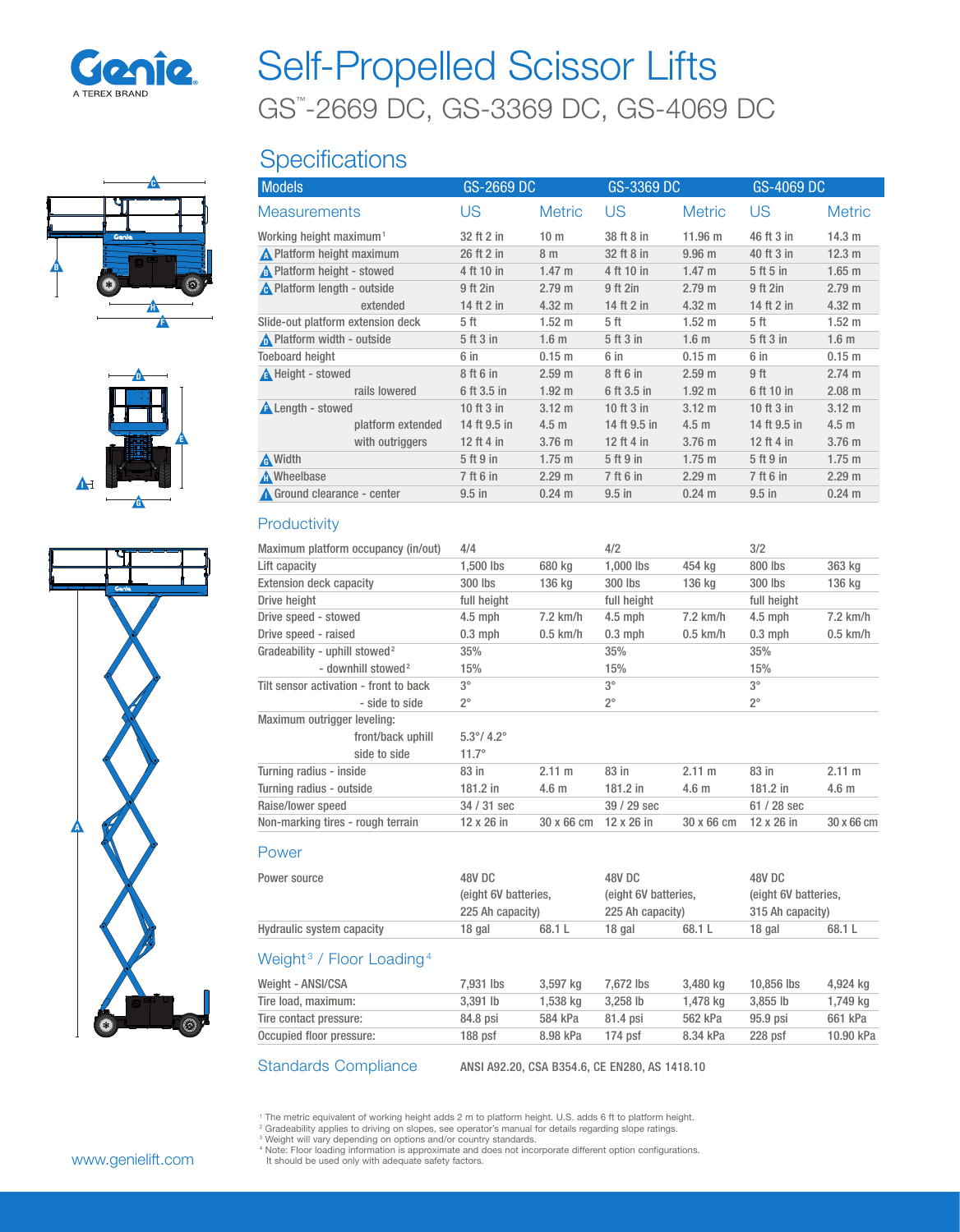# Self-Propelled Scissor Lifts

## GS™-2669 DC, GS-3369 DC, GS-4069 DC

## Specifications

| Models | GS-2669 DC | | GS-3369 DC | | GS-4069 DC | |
|---|---|---|---|---|---|---|
| **Measurements** | **US** | **Metric** | **US** | **Metric** | **US** | **Metric** |
| Working height maximum[1] | 32 ft 2 in | 10 m | 38 ft 8 in | 11.96 m | 46 ft 3 in | 14.3 m |
| A Platform height maximum | 26 ft 2 in | 8 m | 32 ft 8 in | 9.96 m | 40 ft 3 in | 12.3 m |
| B Platform height - stowed | 4 ft 10 in | 1.47 m | 4 ft 10 in | 1.47 m | 5 ft 5 in | 1.65 m |
| C Platform length - outside | 9 ft 2in | 2.79 m | 9 ft 2in | 2.79 m | 9 ft 2in | 2.79 m |
| extended | 14 ft 2 in | 4.32 m | 14 ft 2 in | 4.32 m | 14 ft 2 in | 4.32 m |
| Slide-out platform extension deck | 5 ft | 1.52 m | 5 ft | 1.52 m | 5 ft | 1.52 m |
| D Platform width - outside | 5 ft 3 in | 1.6 m | 5 ft 3 in | 1.6 m | 5 ft 3 in | 1.6 m |
| Toeboard height | 6 in | 0.15 m | 6 in | 0.15 m | 6 in | 0.15 m |
| E Height - stowed | 8 ft 6 in | 2.59 m | 8 ft 6 in | 2.59 m | 9 ft | 2.74 m |
| rails lowered | 6 ft 3.5 in | 1.92 m | 6 ft 3.5 in | 1.92 m | 6 ft 10 in | 2.08 m |
| F Length - stowed | 10 ft 3 in | 3.12 m | 10 ft 3 in | 3.12 m | 10 ft 3 in | 3.12 m |
| platform extended | 14 ft 9.5 in | 4.5 m | 14 ft 9.5 in | 4.5 m | 14 ft 9.5 in | 4.5 m |
| with outriggers | 12 ft 4 in | 3.76 m | 12 ft 4 in | 3.76 m | 12 ft 4 in | 3.76 m |
| G Width | 5 ft 9 in | 1.75 m | 5 ft 9 in | 1.75 m | 5 ft 9 in | 1.75 m |
| H Wheelbase | 7 ft 6 in | 2.29 m | 7 ft 6 in | 2.29 m | 7 ft 6 in | 2.29 m |
| I Ground clearance - center | 9.5 in | 0.24 m | 9.5 in | 0.24 m | 9.5 in | 0.24 m |

### Productivity

| | | | | | | |
|---|---|---|---|---|---|---|
| Maximum platform occupancy (in/out) | 4/4 | | 4/2 | | 3/2 | |
| Lift capacity | 1,500 lbs | 680 kg | 1,000 lbs | 454 kg | 800 lbs | 363 kg |
| Extension deck capacity | 300 lbs | 136 kg | 300 lbs | 136 kg | 300 lbs | 136 kg |
| Drive height | full height | | full height | | full height | |
| Drive speed - stowed | 4.5 mph | 7.2 km/h | 4.5 mph | 7.2 km/h | 4.5 mph | 7.2 km/h |
| Drive speed - raised | 0.3 mph | 0.5 km/h | 0.3 mph | 0.5 km/h | 0.3 mph | 0.5 km/h |
| Gradeability - uphill stowed[2] | 35% | | 35% | | 35% | |
| - downhill stowed[2] | 15% | | 15% | | 15% | |
| Tilt sensor activation - front to back | 3° | | 3° | | 3° | |
| - side to side | 2° | | 2° | | 2° | |
| Maximum outrigger leveling: | | | | | | |
| front/back uphill | 5.3°/ 4.2° | | | | | |
| side to side | 11.7° | | | | | |
| Turning radius - inside | 83 in | 2.11 m | 83 in | 2.11 m | 83 in | 2.11 m |
| Turning radius - outside | 181.2 in | 4.6 m | 181.2 in | 4.6 m | 181.2 in | 4.6 m |
| Raise/lower speed | 34 / 31 sec | | 39 / 29 sec | | 61 / 28 sec | |
| Non-marking tires - rough terrain | 12 x 26 in | 30 x 66 cm | 12 x 26 in | 30 x 66 cm | 12 x 26 in | 30 x 66 cm |

### Power

| | | | | | | |
|---|---|---|---|---|---|---|
| Power source | 48V DC (eight 6V batteries, 225 Ah capacity) | | 48V DC (eight 6V batteries, 225 Ah capacity) | | 48V DC (eight 6V batteries, 315 Ah capacity) | |
| Hydraulic system capacity | 18 gal | 68.1 L | 18 gal | 68.1 L | 18 gal | 68.1 L |

### Weight[3] / Floor Loading[4]

| | | | | | | |
|---|---|---|---|---|---|---|
| Weight - ANSI/CSA | 7,931 lbs | 3,597 kg | 7,672 lbs | 3,480 kg | 10,856 lbs | 4,924 kg |
| Tire load, maximum: | 3,391 lb | 1,538 kg | 3,258 lb | 1,478 kg | 3,855 lb | 1,749 kg |
| Tire contact pressure: | 84.8 psi | 584 kPa | 81.4 psi | 562 kPa | 95.9 psi | 661 kPa |
| Occupied floor pressure: | 188 psf | 8.98 kPa | 174 psf | 8.34 kPa | 228 psf | 10.90 kPa |

### Standards Compliance

ANSI A92.20, CSA B354.6, CE EN280, AS 1418.10

[1] The metric equivalent of working height adds 2 m to platform height. U.S. adds 6 ft to platform height.
[2] Gradeability applies to driving on slopes, see operator's manual for details regarding slope ratings.
[3] Weight will vary depending on options and/or country standards.
[4] Note: Floor loading information is approximate and does not incorporate different option configurations. It should be used only with adequate safety factors.

www.genielift.com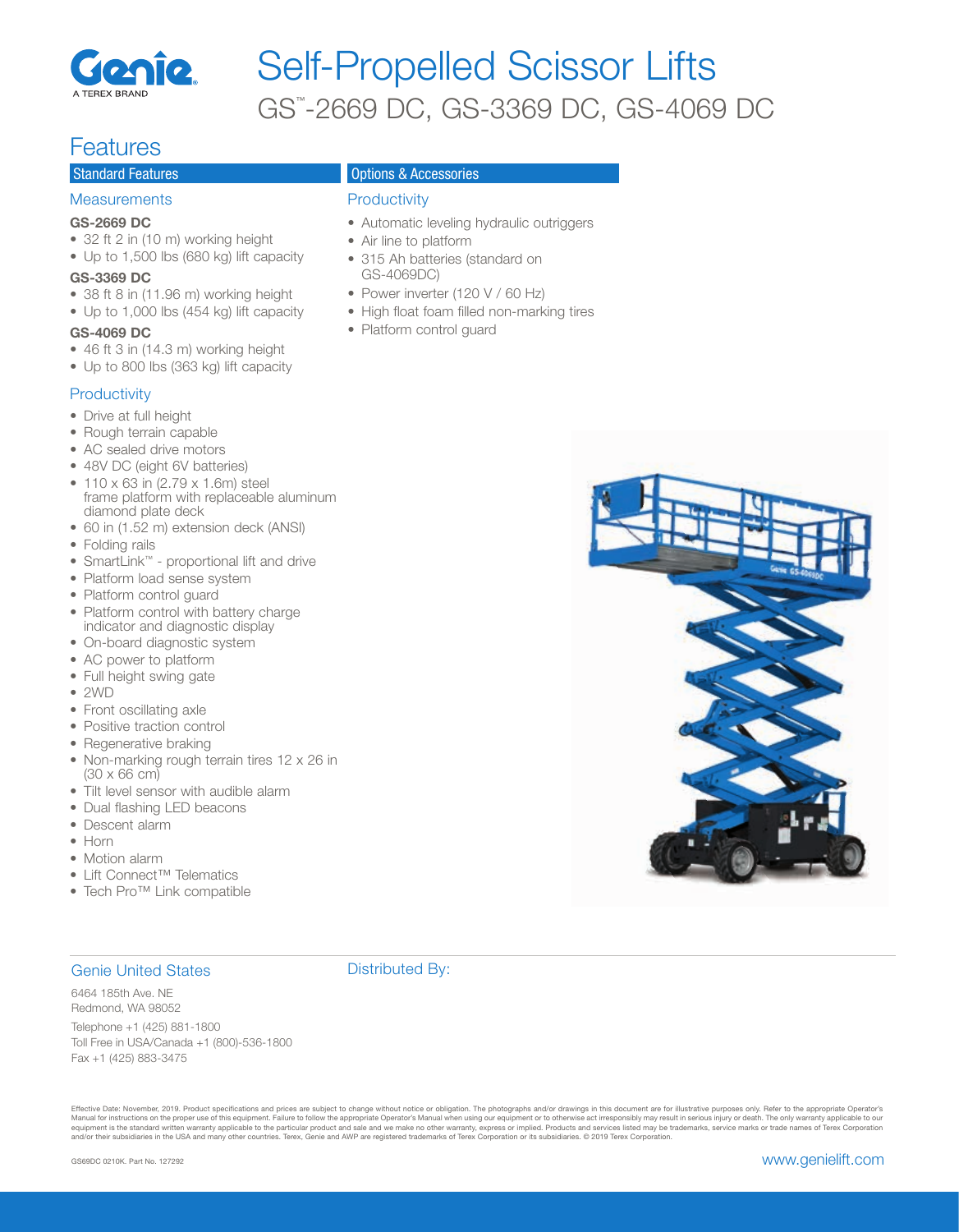# Self-Propelled Scissor Lifts

GS™-2669 DC, GS-3369 DC, GS-4069 DC

## Features

### Standard Features

#### Measurements

**GS-2669 DC**

- 32 ft 2 in (10 m) working height
- Up to 1,500 lbs (680 kg) lift capacity

**GS-3369 DC**

- 38 ft 8 in (11.96 m) working height
- Up to 1,000 lbs (454 kg) lift capacity

**GS-4069 DC**

- 46 ft 3 in (14.3 m) working height
- Up to 800 lbs (363 kg) lift capacity

#### Productivity

- Drive at full height
- Rough terrain capable
- AC sealed drive motors
- 48V DC (eight 6V batteries)
- 110 x 63 in (2.79 x 1.6m) steel frame platform with replaceable aluminum diamond plate deck
- 60 in (1.52 m) extension deck (ANSI)
- Folding rails
- SmartLink™ - proportional lift and drive
- Platform load sense system
- Platform control guard
- Platform control with battery charge indicator and diagnostic display
- On-board diagnostic system
- AC power to platform
- Full height swing gate
- 2WD
- Front oscillating axle
- Positive traction control
- Regenerative braking
- Non-marking rough terrain tires 12 x 26 in (30 x 66 cm)
- Tilt level sensor with audible alarm
- Dual flashing LED beacons
- Descent alarm
- Horn
- Motion alarm
- Lift Connect™ Telematics
- Tech Pro™ Link compatible

### Options & Accessories

#### Productivity

- Automatic leveling hydraulic outriggers
- Air line to platform
- 315 Ah batteries (standard on GS-4069DC)
- Power inverter (120 V / 60 Hz)
- High float foam filled non-marking tires
- Platform control guard

#### Genie United States

6464 185th Ave. NE
Redmond, WA 98052

Telephone +1 (425) 881-1800
Toll Free in USA/Canada +1 (800)-536-1800
Fax +1 (425) 883-3475

Distributed By:

Effective Date: November, 2019. Product specifications and prices are subject to change without notice or obligation. The photographs and/or drawings in this document are for illustrative purposes only. Refer to the appropriate Operator's Manual for instructions on the proper use of this equipment. Failure to follow the appropriate Operator's Manual when using our equipment or to otherwise act irresponsibly may result in serious injury or death. The only warranty applicable to our equipment is the standard written warranty applicable to the particular product and sale and we make no other warranty, express or implied. Products and services listed may be trademarks, service marks or trade names of Terex Corporation and/or their subsidiaries in the USA and many other countries. Terex, Genie and AWP are registered trademarks of Terex Corporation or its subsidiaries. © 2019 Terex Corporation.

GS69DC 0210K. Part No. 127292

www.genielift.com